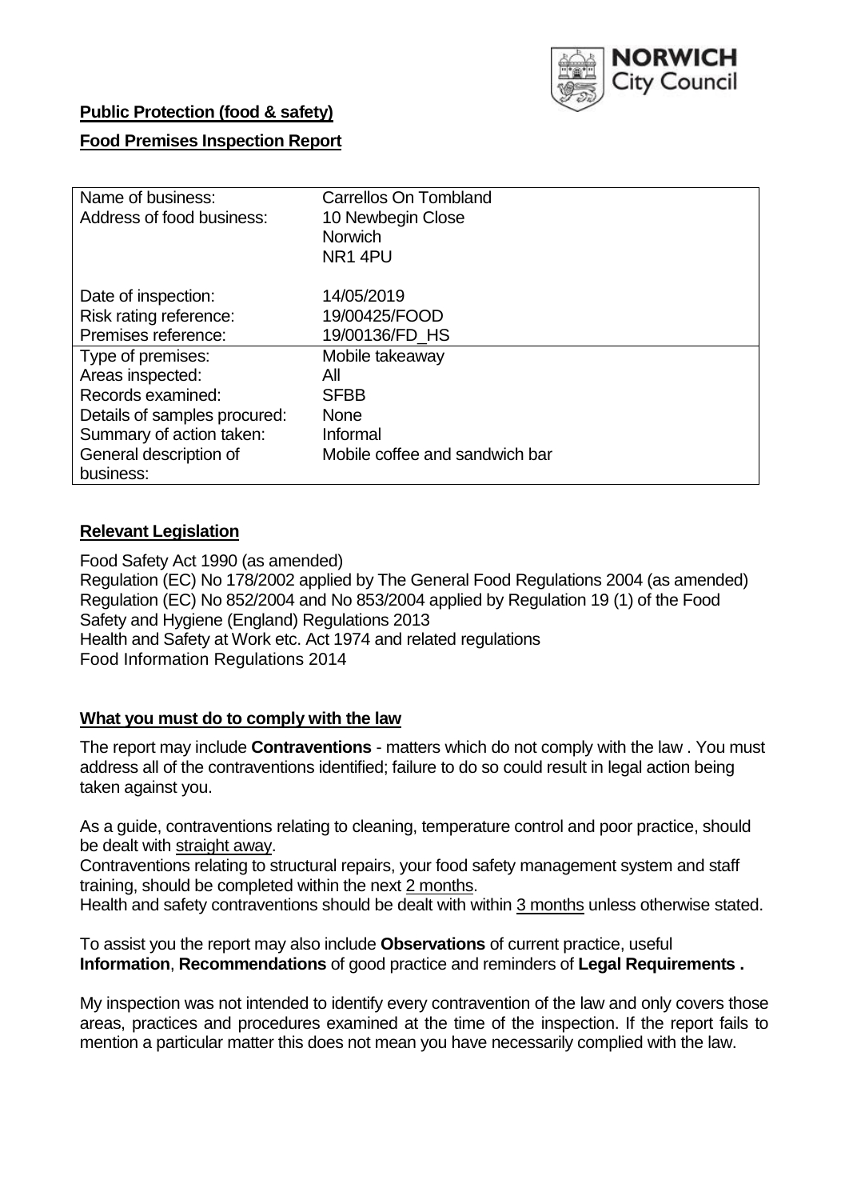NORWICH City Council

**Public Protection (food & safety)**

**Food Premises Inspection Report**

| | |
|---|---|
| Name of business: | Carrellos On Tombland |
| Address of food business: | 10 Newbegin Close<br>Norwich<br>NR1 4PU |
| Date of inspection: | 14/05/2019 |
| Risk rating reference: | 19/00425/FOOD |
| Premises reference: | 19/00136/FD_HS |
| Type of premises: | Mobile takeaway |
| Areas inspected: | All |
| Records examined: | SFBB |
| Details of samples procured: | None |
| Summary of action taken: | Informal |
| General description of business: | Mobile coffee and sandwich bar |

## Relevant Legislation

Food Safety Act 1990 (as amended)
Regulation (EC) No 178/2002 applied by The General Food Regulations 2004 (as amended)
Regulation (EC) No 852/2004 and No 853/2004 applied by Regulation 19 (1) of the Food Safety and Hygiene (England) Regulations 2013
Health and Safety at Work etc. Act 1974 and related regulations
Food Information Regulations 2014

## What you must do to comply with the law

The report may include **Contraventions** - matters which do not comply with the law . You must address all of the contraventions identified; failure to do so could result in legal action being taken against you.

As a guide, contraventions relating to cleaning, temperature control and poor practice, should be dealt with straight away.

Contraventions relating to structural repairs, your food safety management system and staff training, should be completed within the next 2 months.

Health and safety contraventions should be dealt with within 3 months unless otherwise stated.

To assist you the report may also include **Observations** of current practice, useful **Information**, **Recommendations** of good practice and reminders of **Legal Requirements .**

My inspection was not intended to identify every contravention of the law and only covers those areas, practices and procedures examined at the time of the inspection. If the report fails to mention a particular matter this does not mean you have necessarily complied with the law.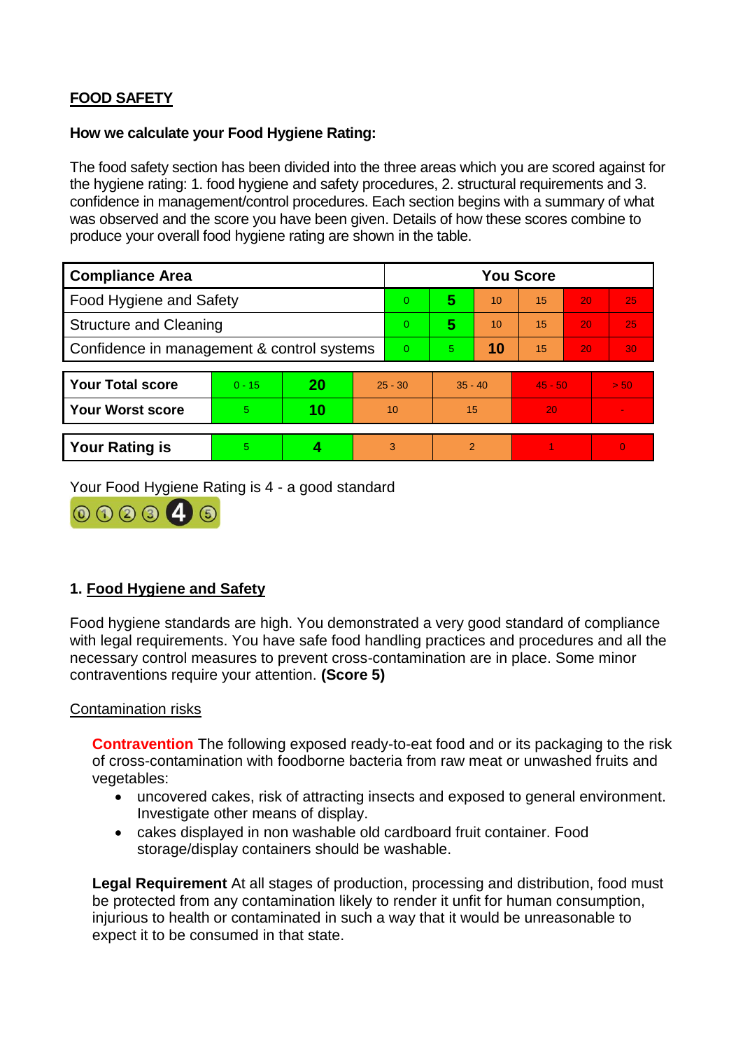## FOOD SAFETY

**How we calculate your Food Hygiene Rating:**

The food safety section has been divided into the three areas which you are scored against for the hygiene rating: 1. food hygiene and safety procedures, 2. structural requirements and 3. confidence in management/control procedures. Each section begins with a summary of what was observed and the score you have been given. Details of how these scores combine to produce your overall food hygiene rating are shown in the table.

| Compliance Area | You Score | | | | | |
|---|---|---|---|---|---|---|
| Food Hygiene and Safety | 0 | **5** | 10 | 15 | 20 | 25 |
| Structure and Cleaning | 0 | **5** | 10 | 15 | 20 | 25 |
| Confidence in management & control systems | 0 | 5 | **10** | 15 | 20 | 30 |

| | | | | | | |
|---|---|---|---|---|---|---|
| **Your Total score** | 0 - 15 | **20** | 25 - 30 | 35 - 40 | 45 - 50 | > 50 |
| **Your Worst score** | 5 | **10** | 10 | 15 | 20 | - |

| | | | | | | |
|---|---|---|---|---|---|---|
| **Your Rating is** | 5 | **4** | 3 | 2 | 1 | 0 |

Your Food Hygiene Rating is 4 - a good standard

## 1. Food Hygiene and Safety

Food hygiene standards are high. You demonstrated a very good standard of compliance with legal requirements. You have safe food handling practices and procedures and all the necessary control measures to prevent cross-contamination are in place. Some minor contraventions require your attention. **(Score 5)**

### Contamination risks

**Contravention** The following exposed ready-to-eat food and or its packaging to the risk of cross-contamination with foodborne bacteria from raw meat or unwashed fruits and vegetables:

- uncovered cakes, risk of attracting insects and exposed to general environment. Investigate other means of display.
- cakes displayed in non washable old cardboard fruit container. Food storage/display containers should be washable.

**Legal Requirement** At all stages of production, processing and distribution, food must be protected from any contamination likely to render it unfit for human consumption, injurious to health or contaminated in such a way that it would be unreasonable to expect it to be consumed in that state.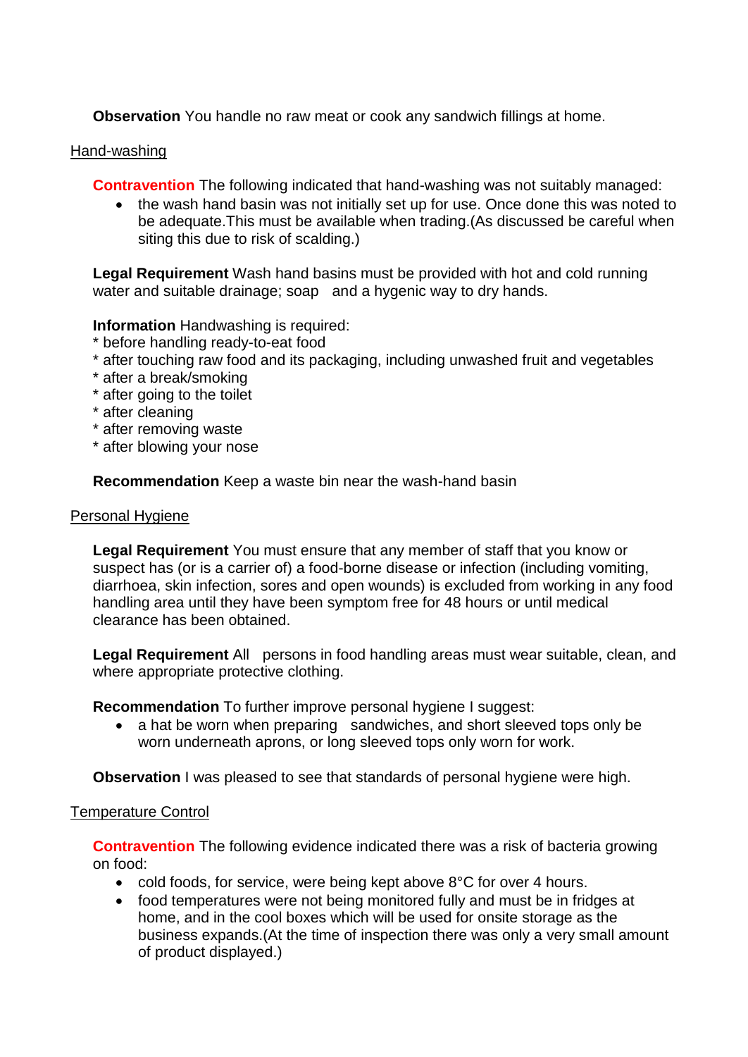**Observation** You handle no raw meat or cook any sandwich fillings at home.

Hand-washing

**Contravention** The following indicated that hand-washing was not suitably managed:

- the wash hand basin was not initially set up for use. Once done this was noted to be adequate.This must be available when trading.(As discussed be careful when siting this due to risk of scalding.)

**Legal Requirement** Wash hand basins must be provided with hot and cold running water and suitable drainage; soap  and a hygenic way to dry hands.

**Information** Handwashing is required:
* before handling ready-to-eat food
* after touching raw food and its packaging, including unwashed fruit and vegetables
* after a break/smoking
* after going to the toilet
* after cleaning
* after removing waste
* after blowing your nose

**Recommendation** Keep a waste bin near the wash-hand basin

Personal Hygiene

**Legal Requirement** You must ensure that any member of staff that you know or suspect has (or is a carrier of) a food-borne disease or infection (including vomiting, diarrhoea, skin infection, sores and open wounds) is excluded from working in any food handling area until they have been symptom free for 48 hours or until medical clearance has been obtained.

**Legal Requirement** All  persons in food handling areas must wear suitable, clean, and where appropriate protective clothing.

**Recommendation** To further improve personal hygiene I suggest:

- a hat be worn when preparing  sandwiches, and short sleeved tops only be worn underneath aprons, or long sleeved tops only worn for work.

**Observation** I was pleased to see that standards of personal hygiene were high.

Temperature Control

**Contravention** The following evidence indicated there was a risk of bacteria growing on food:

- cold foods, for service, were being kept above 8°C for over 4 hours.
- food temperatures were not being monitored fully and must be in fridges at home, and in the cool boxes which will be used for onsite storage as the business expands.(At the time of inspection there was only a very small amount of product displayed.)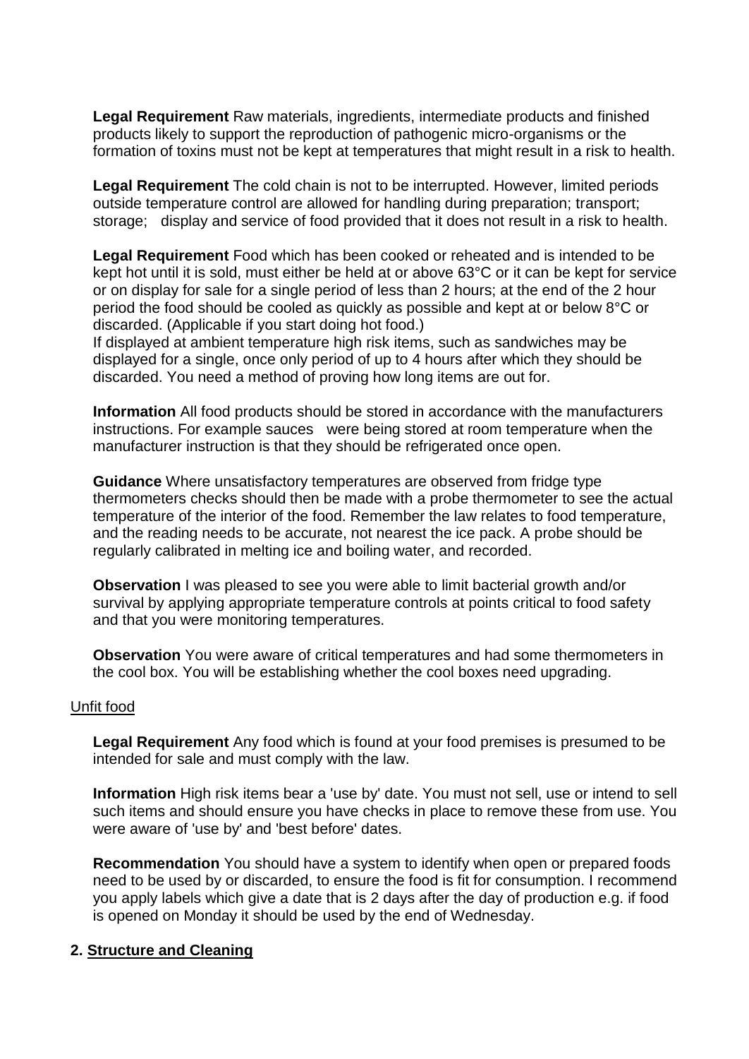**Legal Requirement** Raw materials, ingredients, intermediate products and finished products likely to support the reproduction of pathogenic micro-organisms or the formation of toxins must not be kept at temperatures that might result in a risk to health.

**Legal Requirement** The cold chain is not to be interrupted. However, limited periods outside temperature control are allowed for handling during preparation; transport; storage; display and service of food provided that it does not result in a risk to health.

**Legal Requirement** Food which has been cooked or reheated and is intended to be kept hot until it is sold, must either be held at or above 63°C or it can be kept for service or on display for sale for a single period of less than 2 hours; at the end of the 2 hour period the food should be cooled as quickly as possible and kept at or below 8°C or discarded. (Applicable if you start doing hot food.)

If displayed at ambient temperature high risk items, such as sandwiches may be displayed for a single, once only period of up to 4 hours after which they should be discarded. You need a method of proving how long items are out for.

**Information** All food products should be stored in accordance with the manufacturers instructions. For example sauces were being stored at room temperature when the manufacturer instruction is that they should be refrigerated once open.

**Guidance** Where unsatisfactory temperatures are observed from fridge type thermometers checks should then be made with a probe thermometer to see the actual temperature of the interior of the food. Remember the law relates to food temperature, and the reading needs to be accurate, not nearest the ice pack. A probe should be regularly calibrated in melting ice and boiling water, and recorded.

**Observation** I was pleased to see you were able to limit bacterial growth and/or survival by applying appropriate temperature controls at points critical to food safety and that you were monitoring temperatures.

**Observation** You were aware of critical temperatures and had some thermometers in the cool box. You will be establishing whether the cool boxes need upgrading.

Unfit food

**Legal Requirement** Any food which is found at your food premises is presumed to be intended for sale and must comply with the law.

**Information** High risk items bear a 'use by' date. You must not sell, use or intend to sell such items and should ensure you have checks in place to remove these from use. You were aware of 'use by' and 'best before' dates.

**Recommendation** You should have a system to identify when open or prepared foods need to be used by or discarded, to ensure the food is fit for consumption. I recommend you apply labels which give a date that is 2 days after the day of production e.g. if food is opened on Monday it should be used by the end of Wednesday.

## 2. Structure and Cleaning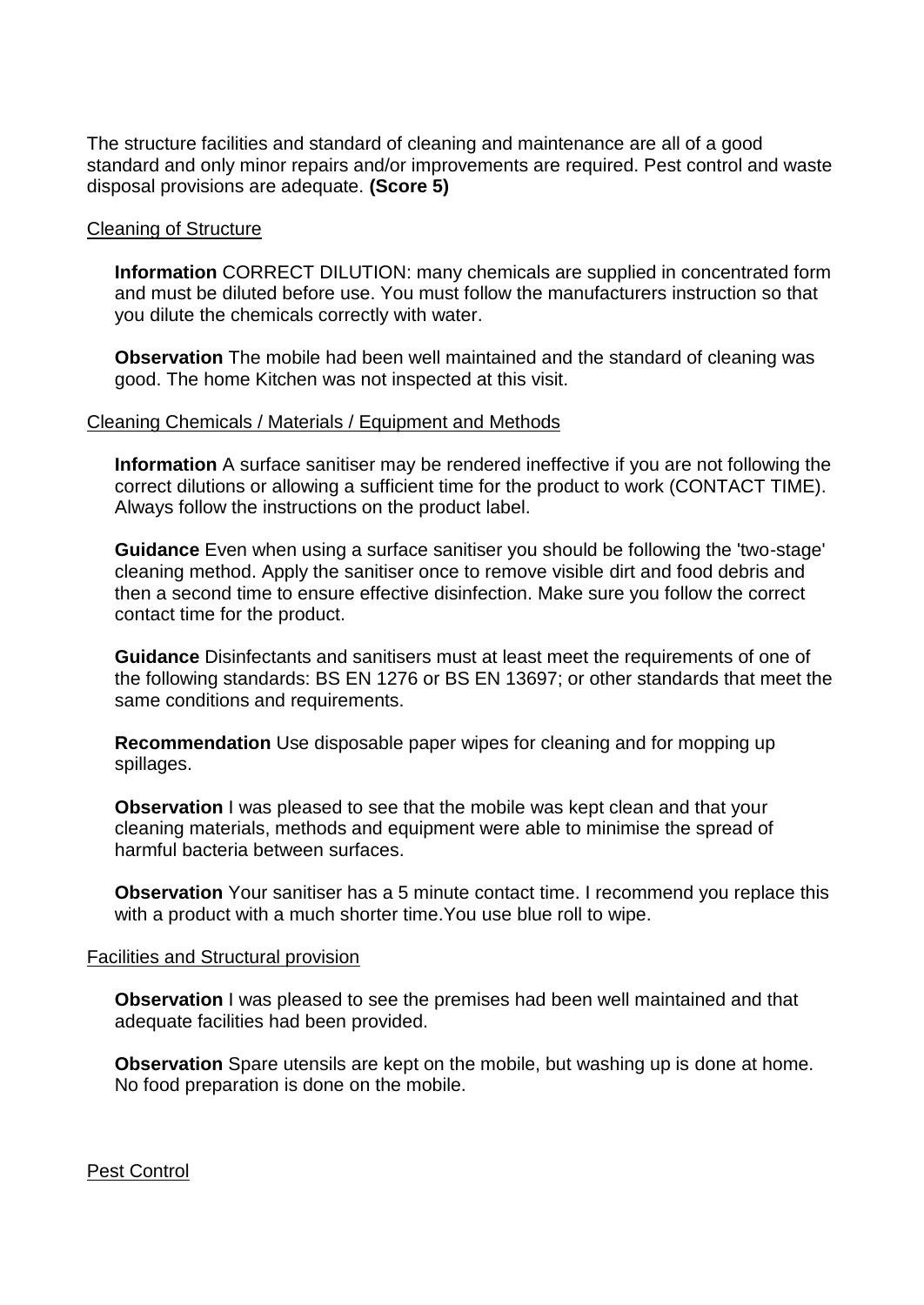The structure facilities and standard of cleaning and maintenance are all of a good standard and only minor repairs and/or improvements are required. Pest control and waste disposal provisions are adequate. **(Score 5)**

Cleaning of Structure

**Information** CORRECT DILUTION: many chemicals are supplied in concentrated form and must be diluted before use. You must follow the manufacturers instruction so that you dilute the chemicals correctly with water.

**Observation** The mobile had been well maintained and the standard of cleaning was good. The home Kitchen was not inspected at this visit.

Cleaning Chemicals / Materials / Equipment and Methods

**Information** A surface sanitiser may be rendered ineffective if you are not following the correct dilutions or allowing a sufficient time for the product to work (CONTACT TIME). Always follow the instructions on the product label.

**Guidance** Even when using a surface sanitiser you should be following the 'two-stage' cleaning method. Apply the sanitiser once to remove visible dirt and food debris and then a second time to ensure effective disinfection. Make sure you follow the correct contact time for the product.

**Guidance** Disinfectants and sanitisers must at least meet the requirements of one of the following standards: BS EN 1276 or BS EN 13697; or other standards that meet the same conditions and requirements.

**Recommendation** Use disposable paper wipes for cleaning and for mopping up spillages.

**Observation** I was pleased to see that the mobile was kept clean and that your cleaning materials, methods and equipment were able to minimise the spread of harmful bacteria between surfaces.

**Observation** Your sanitiser has a 5 minute contact time. I recommend you replace this with a product with a much shorter time.You use blue roll to wipe.

Facilities and Structural provision

**Observation** I was pleased to see the premises had been well maintained and that adequate facilities had been provided.

**Observation** Spare utensils are kept on the mobile, but washing up is done at home. No food preparation is done on the mobile.

Pest Control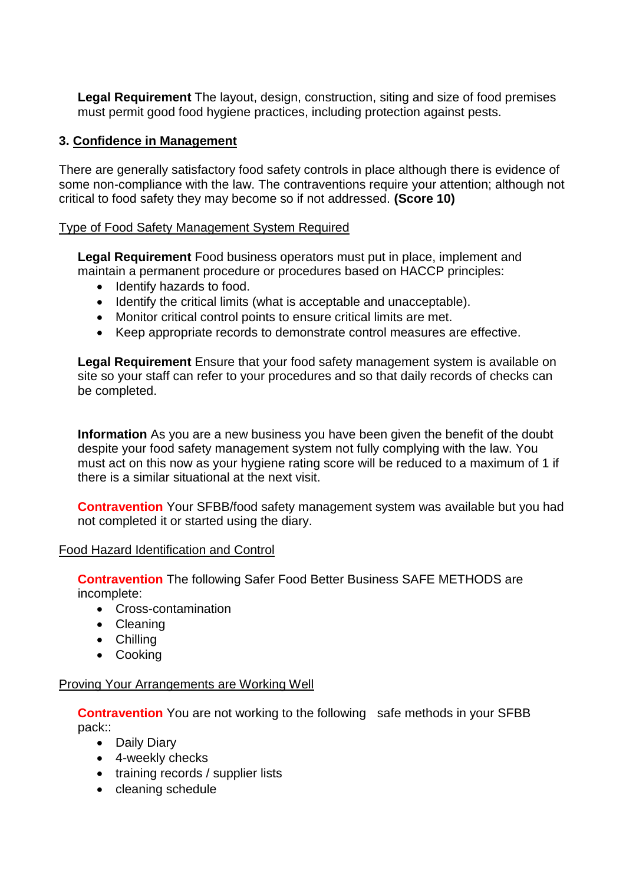**Legal Requirement** The layout, design, construction, siting and size of food premises must permit good food hygiene practices, including protection against pests.

### 3. Confidence in Management

There are generally satisfactory food safety controls in place although there is evidence of some non-compliance with the law. The contraventions require your attention; although not critical to food safety they may become so if not addressed. **(Score 10)**

Type of Food Safety Management System Required

**Legal Requirement** Food business operators must put in place, implement and maintain a permanent procedure or procedures based on HACCP principles:

- Identify hazards to food.
- Identify the critical limits (what is acceptable and unacceptable).
- Monitor critical control points to ensure critical limits are met.
- Keep appropriate records to demonstrate control measures are effective.

**Legal Requirement** Ensure that your food safety management system is available on site so your staff can refer to your procedures and so that daily records of checks can be completed.

**Information** As you are a new business you have been given the benefit of the doubt despite your food safety management system not fully complying with the law. You must act on this now as your hygiene rating score will be reduced to a maximum of 1 if there is a similar situational at the next visit.

**Contravention** Your SFBB/food safety management system was available but you had not completed it or started using the diary.

Food Hazard Identification and Control

**Contravention** The following Safer Food Better Business SAFE METHODS are incomplete:

- Cross-contamination
- Cleaning
- Chilling
- Cooking

Proving Your Arrangements are Working Well

**Contravention** You are not working to the following safe methods in your SFBB pack::

- Daily Diary
- 4-weekly checks
- training records / supplier lists
- cleaning schedule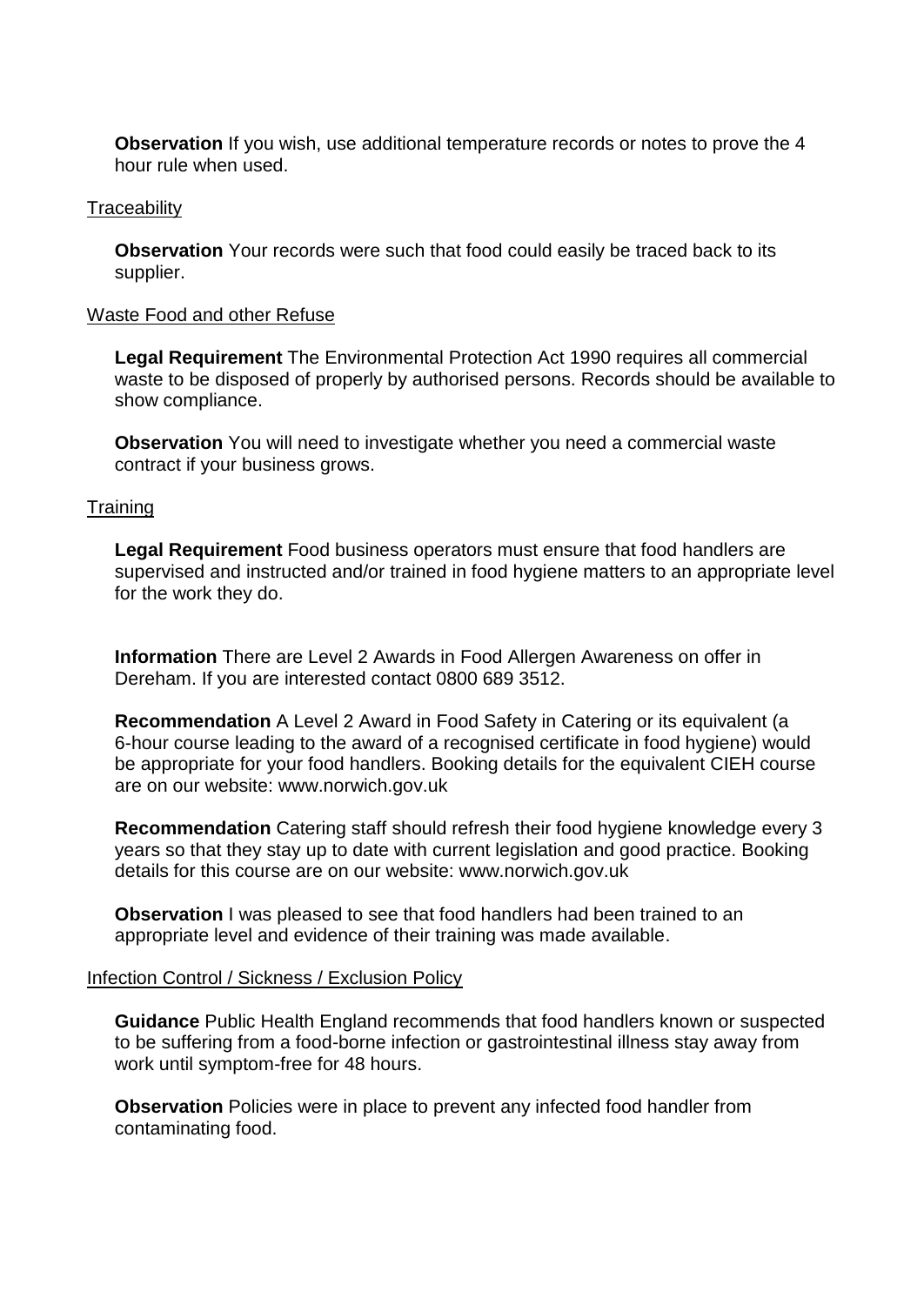**Observation** If you wish, use additional temperature records or notes to prove the 4 hour rule when used.

Traceability

**Observation** Your records were such that food could easily be traced back to its supplier.

Waste Food and other Refuse

**Legal Requirement** The Environmental Protection Act 1990 requires all commercial waste to be disposed of properly by authorised persons. Records should be available to show compliance.

**Observation** You will need to investigate whether you need a commercial waste contract if your business grows.

Training

**Legal Requirement** Food business operators must ensure that food handlers are supervised and instructed and/or trained in food hygiene matters to an appropriate level for the work they do.

**Information** There are Level 2 Awards in Food Allergen Awareness on offer in Dereham. If you are interested contact 0800 689 3512.

**Recommendation** A Level 2 Award in Food Safety in Catering or its equivalent (a 6-hour course leading to the award of a recognised certificate in food hygiene) would be appropriate for your food handlers. Booking details for the equivalent CIEH course are on our website: www.norwich.gov.uk

**Recommendation** Catering staff should refresh their food hygiene knowledge every 3 years so that they stay up to date with current legislation and good practice. Booking details for this course are on our website: www.norwich.gov.uk

**Observation** I was pleased to see that food handlers had been trained to an appropriate level and evidence of their training was made available.

Infection Control / Sickness / Exclusion Policy

**Guidance** Public Health England recommends that food handlers known or suspected to be suffering from a food-borne infection or gastrointestinal illness stay away from work until symptom-free for 48 hours.

**Observation** Policies were in place to prevent any infected food handler from contaminating food.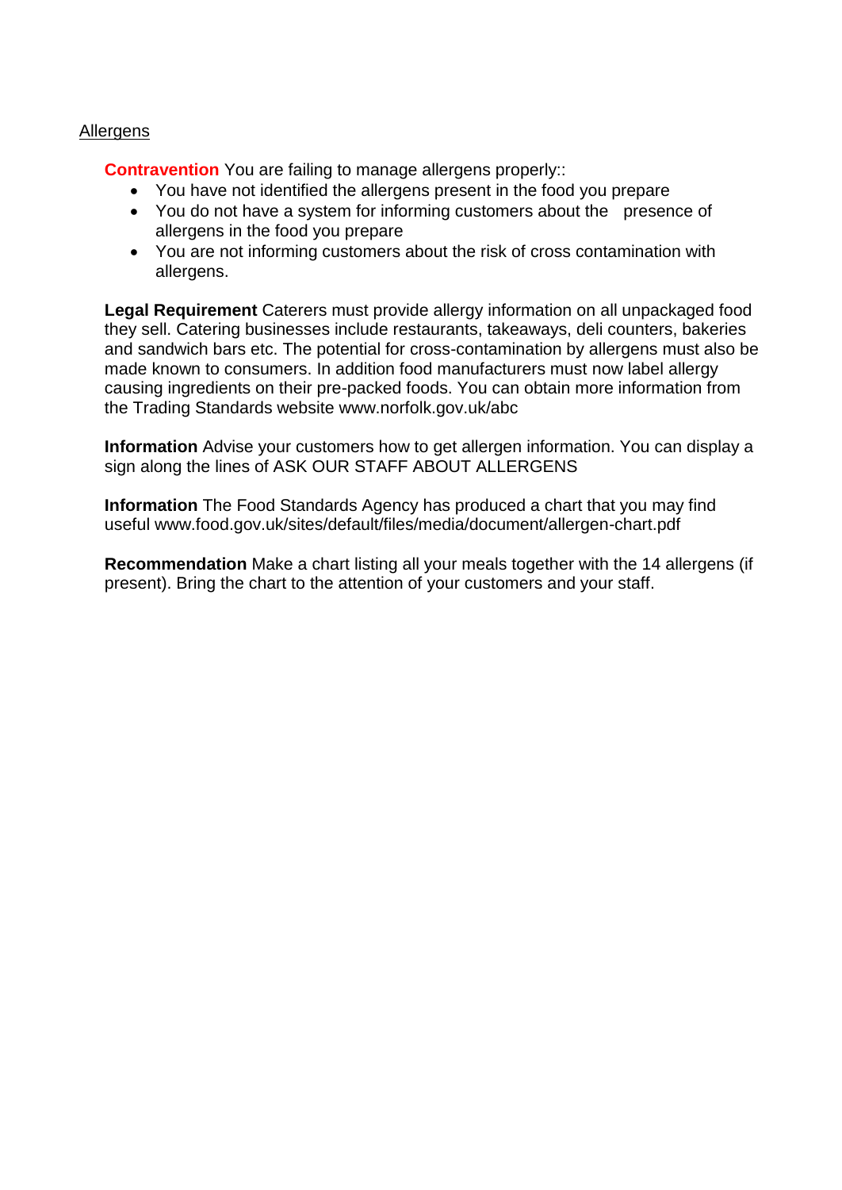Allergens

**Contravention** You are failing to manage allergens properly::

- You have not identified the allergens present in the food you prepare
- You do not have a system for informing customers about the presence of allergens in the food you prepare
- You are not informing customers about the risk of cross contamination with allergens.

**Legal Requirement** Caterers must provide allergy information on all unpackaged food they sell. Catering businesses include restaurants, takeaways, deli counters, bakeries and sandwich bars etc. The potential for cross-contamination by allergens must also be made known to consumers. In addition food manufacturers must now label allergy causing ingredients on their pre-packed foods. You can obtain more information from the Trading Standards website www.norfolk.gov.uk/abc

**Information** Advise your customers how to get allergen information. You can display a sign along the lines of ASK OUR STAFF ABOUT ALLERGENS

**Information** The Food Standards Agency has produced a chart that you may find useful www.food.gov.uk/sites/default/files/media/document/allergen-chart.pdf

**Recommendation** Make a chart listing all your meals together with the 14 allergens (if present). Bring the chart to the attention of your customers and your staff.